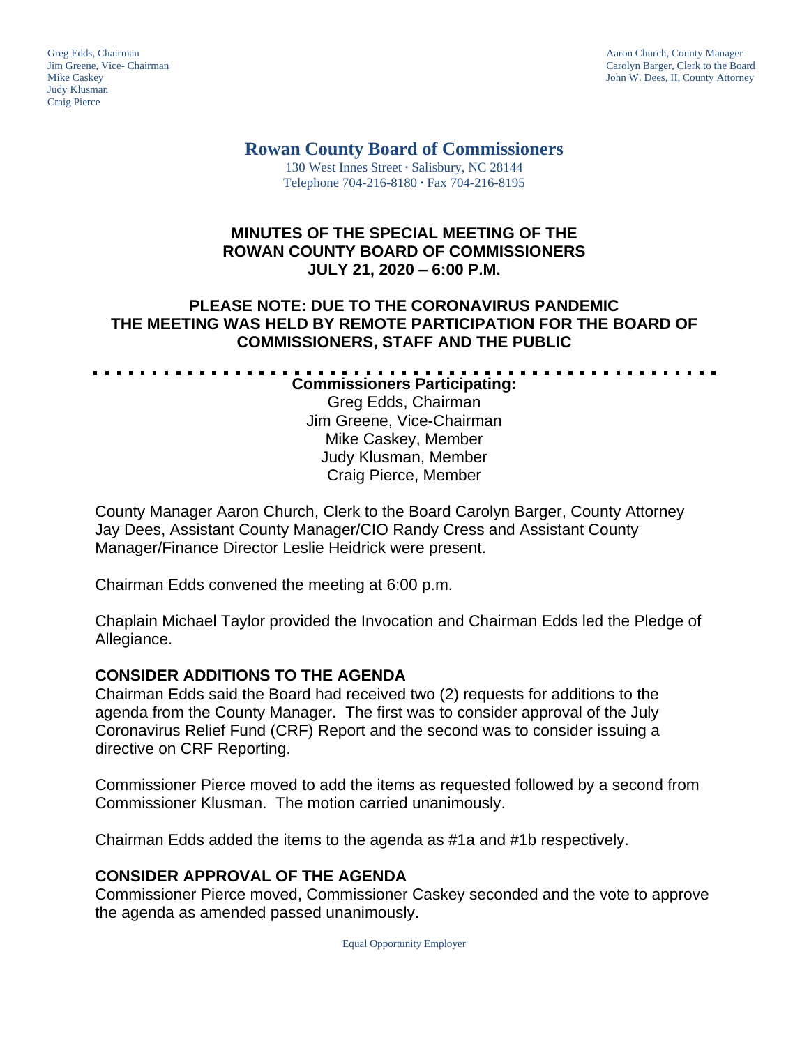Greg Edds, Chairman
Jim Greene, Vice- Chairman
Mike Caskey
Judy Klusman
Craig Pierce

Aaron Church, County Manager
Carolyn Barger, Clerk to the Board
John W. Dees, II, County Attorney

# Rowan County Board of Commissioners

130 West Innes Street · Salisbury, NC 28144
Telephone 704-216-8180 · Fax 704-216-8195

## MINUTES OF THE SPECIAL MEETING OF THE ROWAN COUNTY BOARD OF COMMISSIONERS JULY 21, 2020 – 6:00 P.M.

## PLEASE NOTE: DUE TO THE CORONAVIRUS PANDEMIC THE MEETING WAS HELD BY REMOTE PARTICIPATION FOR THE BOARD OF COMMISSIONERS, STAFF AND THE PUBLIC

**Commissioners Participating:**
Greg Edds, Chairman
Jim Greene, Vice-Chairman
Mike Caskey, Member
Judy Klusman, Member
Craig Pierce, Member

County Manager Aaron Church, Clerk to the Board Carolyn Barger, County Attorney Jay Dees, Assistant County Manager/CIO Randy Cress and Assistant County Manager/Finance Director Leslie Heidrick were present.

Chairman Edds convened the meeting at 6:00 p.m.

Chaplain Michael Taylor provided the Invocation and Chairman Edds led the Pledge of Allegiance.

### CONSIDER ADDITIONS TO THE AGENDA

Chairman Edds said the Board had received two (2) requests for additions to the agenda from the County Manager. The first was to consider approval of the July Coronavirus Relief Fund (CRF) Report and the second was to consider issuing a directive on CRF Reporting.

Commissioner Pierce moved to add the items as requested followed by a second from Commissioner Klusman. The motion carried unanimously.

Chairman Edds added the items to the agenda as #1a and #1b respectively.

### CONSIDER APPROVAL OF THE AGENDA

Commissioner Pierce moved, Commissioner Caskey seconded and the vote to approve the agenda as amended passed unanimously.

Equal Opportunity Employer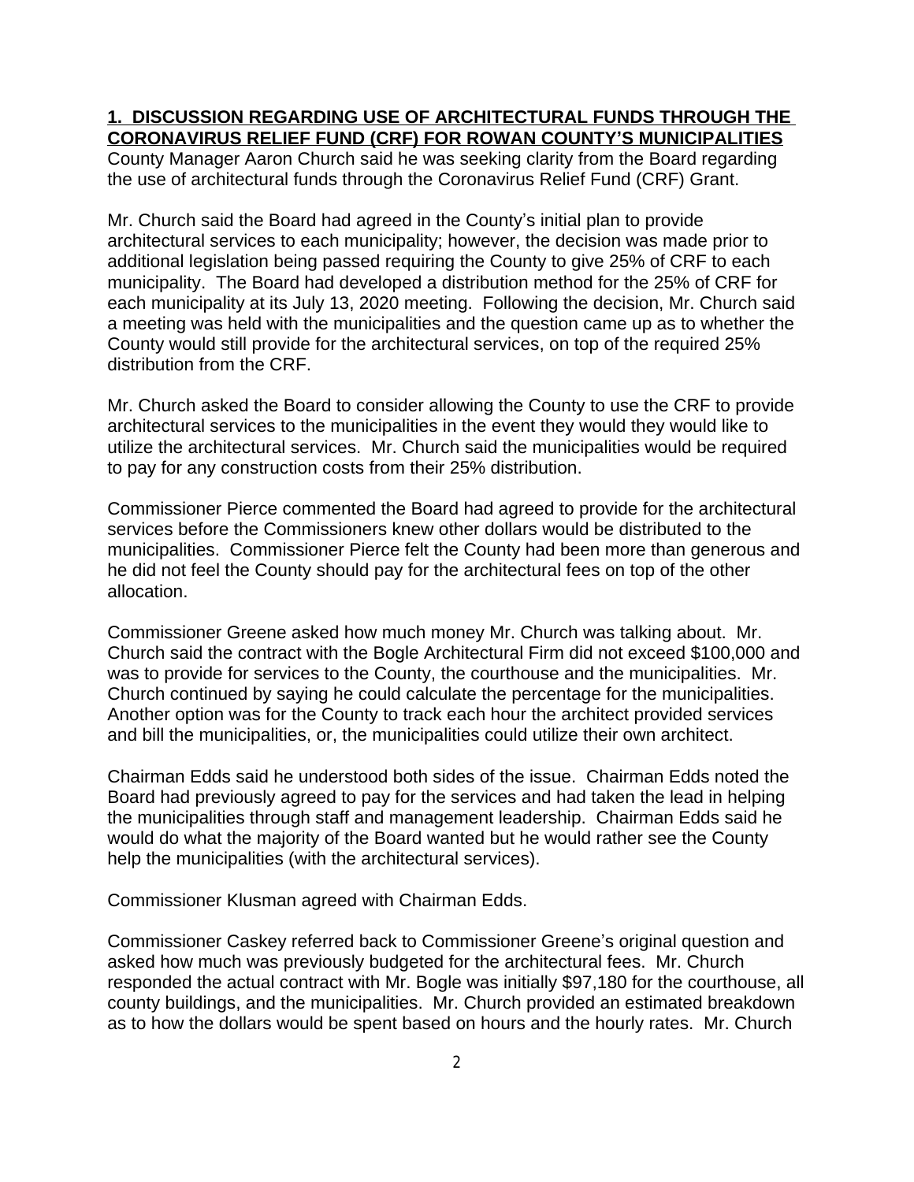**1. DISCUSSION REGARDING USE OF ARCHITECTURAL FUNDS THROUGH THE CORONAVIRUS RELIEF FUND (CRF) FOR ROWAN COUNTY'S MUNICIPALITIES**

County Manager Aaron Church said he was seeking clarity from the Board regarding the use of architectural funds through the Coronavirus Relief Fund (CRF) Grant.

Mr. Church said the Board had agreed in the County's initial plan to provide architectural services to each municipality; however, the decision was made prior to additional legislation being passed requiring the County to give 25% of CRF to each municipality. The Board had developed a distribution method for the 25% of CRF for each municipality at its July 13, 2020 meeting. Following the decision, Mr. Church said a meeting was held with the municipalities and the question came up as to whether the County would still provide for the architectural services, on top of the required 25% distribution from the CRF.

Mr. Church asked the Board to consider allowing the County to use the CRF to provide architectural services to the municipalities in the event they would they would like to utilize the architectural services. Mr. Church said the municipalities would be required to pay for any construction costs from their 25% distribution.

Commissioner Pierce commented the Board had agreed to provide for the architectural services before the Commissioners knew other dollars would be distributed to the municipalities. Commissioner Pierce felt the County had been more than generous and he did not feel the County should pay for the architectural fees on top of the other allocation.

Commissioner Greene asked how much money Mr. Church was talking about. Mr. Church said the contract with the Bogle Architectural Firm did not exceed $100,000 and was to provide for services to the County, the courthouse and the municipalities. Mr. Church continued by saying he could calculate the percentage for the municipalities. Another option was for the County to track each hour the architect provided services and bill the municipalities, or, the municipalities could utilize their own architect.

Chairman Edds said he understood both sides of the issue. Chairman Edds noted the Board had previously agreed to pay for the services and had taken the lead in helping the municipalities through staff and management leadership. Chairman Edds said he would do what the majority of the Board wanted but he would rather see the County help the municipalities (with the architectural services).

Commissioner Klusman agreed with Chairman Edds.

Commissioner Caskey referred back to Commissioner Greene's original question and asked how much was previously budgeted for the architectural fees. Mr. Church responded the actual contract with Mr. Bogle was initially $97,180 for the courthouse, all county buildings, and the municipalities. Mr. Church provided an estimated breakdown as to how the dollars would be spent based on hours and the hourly rates. Mr. Church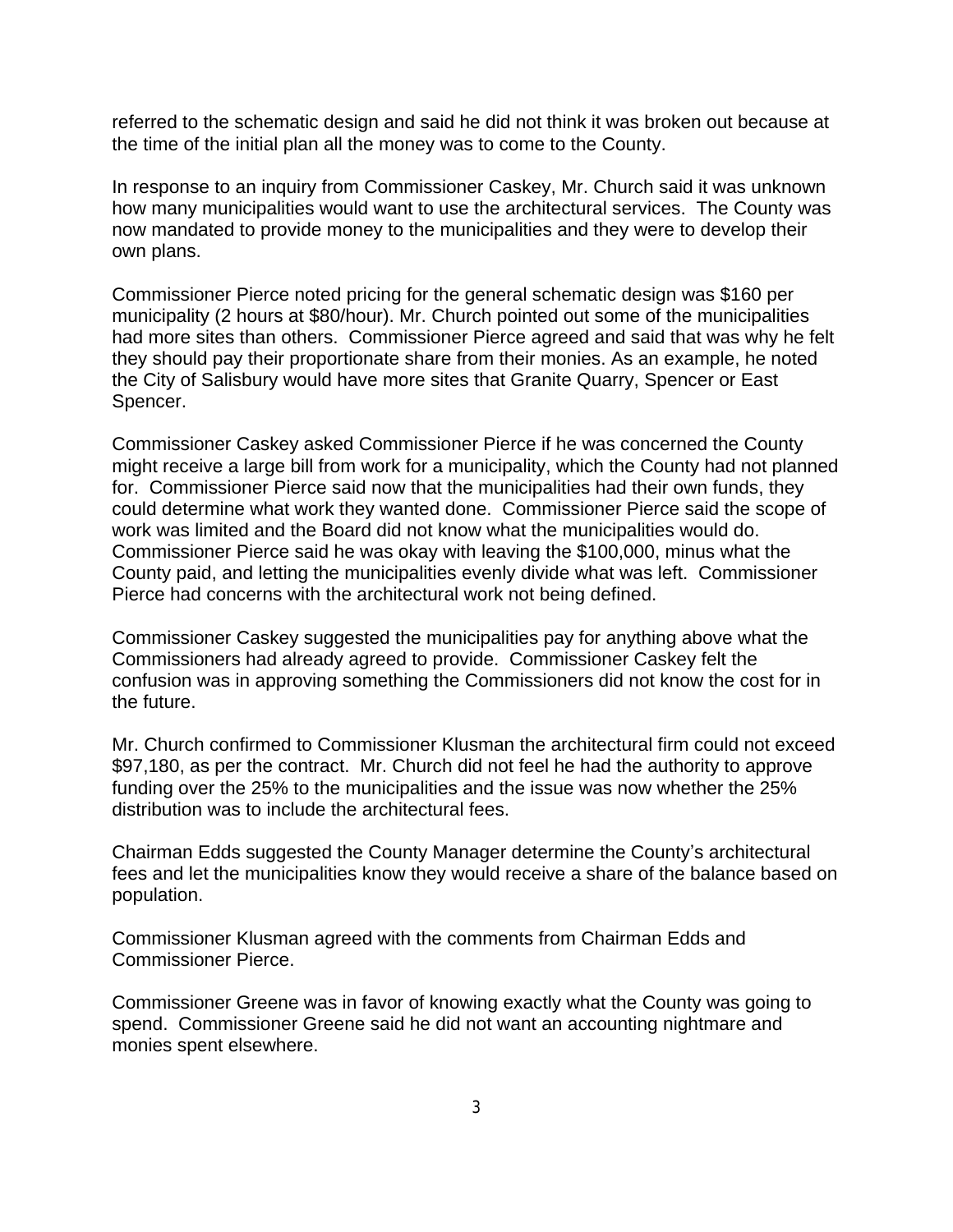referred to the schematic design and said he did not think it was broken out because at the time of the initial plan all the money was to come to the County.

In response to an inquiry from Commissioner Caskey, Mr. Church said it was unknown how many municipalities would want to use the architectural services. The County was now mandated to provide money to the municipalities and they were to develop their own plans.

Commissioner Pierce noted pricing for the general schematic design was $160 per municipality (2 hours at $80/hour). Mr. Church pointed out some of the municipalities had more sites than others. Commissioner Pierce agreed and said that was why he felt they should pay their proportionate share from their monies. As an example, he noted the City of Salisbury would have more sites that Granite Quarry, Spencer or East Spencer.

Commissioner Caskey asked Commissioner Pierce if he was concerned the County might receive a large bill from work for a municipality, which the County had not planned for. Commissioner Pierce said now that the municipalities had their own funds, they could determine what work they wanted done. Commissioner Pierce said the scope of work was limited and the Board did not know what the municipalities would do. Commissioner Pierce said he was okay with leaving the $100,000, minus what the County paid, and letting the municipalities evenly divide what was left. Commissioner Pierce had concerns with the architectural work not being defined.

Commissioner Caskey suggested the municipalities pay for anything above what the Commissioners had already agreed to provide. Commissioner Caskey felt the confusion was in approving something the Commissioners did not know the cost for in the future.

Mr. Church confirmed to Commissioner Klusman the architectural firm could not exceed $97,180, as per the contract. Mr. Church did not feel he had the authority to approve funding over the 25% to the municipalities and the issue was now whether the 25% distribution was to include the architectural fees.

Chairman Edds suggested the County Manager determine the County's architectural fees and let the municipalities know they would receive a share of the balance based on population.

Commissioner Klusman agreed with the comments from Chairman Edds and Commissioner Pierce.

Commissioner Greene was in favor of knowing exactly what the County was going to spend. Commissioner Greene said he did not want an accounting nightmare and monies spent elsewhere.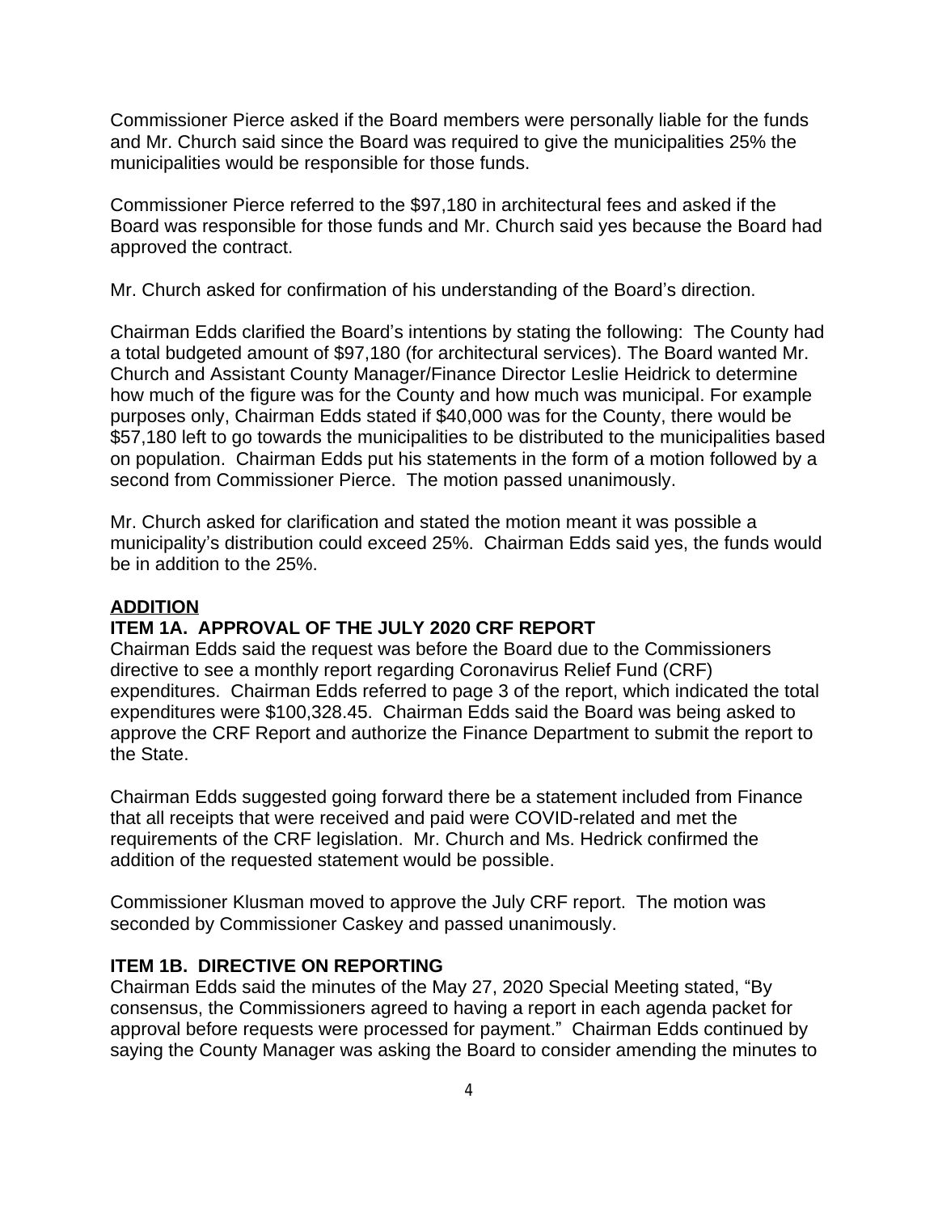Commissioner Pierce asked if the Board members were personally liable for the funds and Mr. Church said since the Board was required to give the municipalities 25% the municipalities would be responsible for those funds.

Commissioner Pierce referred to the $97,180 in architectural fees and asked if the Board was responsible for those funds and Mr. Church said yes because the Board had approved the contract.

Mr. Church asked for confirmation of his understanding of the Board's direction.

Chairman Edds clarified the Board's intentions by stating the following: The County had a total budgeted amount of $97,180 (for architectural services). The Board wanted Mr. Church and Assistant County Manager/Finance Director Leslie Heidrick to determine how much of the figure was for the County and how much was municipal. For example purposes only, Chairman Edds stated if $40,000 was for the County, there would be $57,180 left to go towards the municipalities to be distributed to the municipalities based on population. Chairman Edds put his statements in the form of a motion followed by a second from Commissioner Pierce. The motion passed unanimously.

Mr. Church asked for clarification and stated the motion meant it was possible a municipality's distribution could exceed 25%. Chairman Edds said yes, the funds would be in addition to the 25%.

**ADDITION**

**ITEM 1A. APPROVAL OF THE JULY 2020 CRF REPORT**

Chairman Edds said the request was before the Board due to the Commissioners directive to see a monthly report regarding Coronavirus Relief Fund (CRF) expenditures. Chairman Edds referred to page 3 of the report, which indicated the total expenditures were $100,328.45. Chairman Edds said the Board was being asked to approve the CRF Report and authorize the Finance Department to submit the report to the State.

Chairman Edds suggested going forward there be a statement included from Finance that all receipts that were received and paid were COVID-related and met the requirements of the CRF legislation. Mr. Church and Ms. Hedrick confirmed the addition of the requested statement would be possible.

Commissioner Klusman moved to approve the July CRF report. The motion was seconded by Commissioner Caskey and passed unanimously.

**ITEM 1B. DIRECTIVE ON REPORTING**

Chairman Edds said the minutes of the May 27, 2020 Special Meeting stated, "By consensus, the Commissioners agreed to having a report in each agenda packet for approval before requests were processed for payment." Chairman Edds continued by saying the County Manager was asking the Board to consider amending the minutes to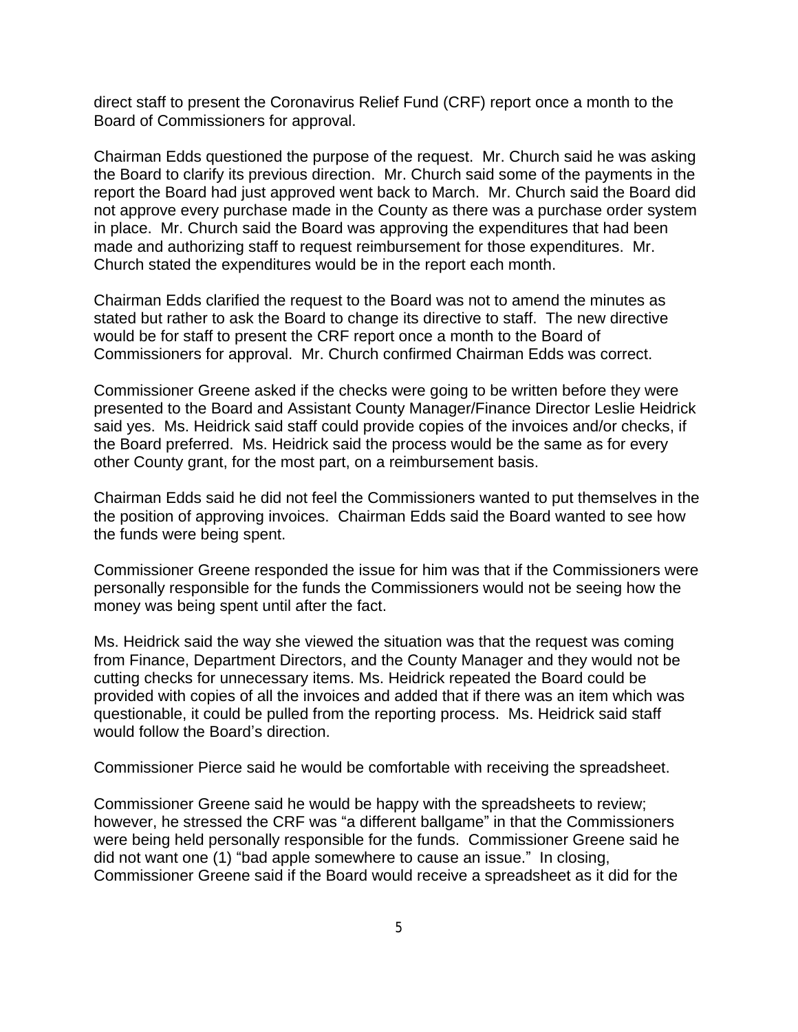direct staff to present the Coronavirus Relief Fund (CRF) report once a month to the Board of Commissioners for approval.

Chairman Edds questioned the purpose of the request. Mr. Church said he was asking the Board to clarify its previous direction. Mr. Church said some of the payments in the report the Board had just approved went back to March. Mr. Church said the Board did not approve every purchase made in the County as there was a purchase order system in place. Mr. Church said the Board was approving the expenditures that had been made and authorizing staff to request reimbursement for those expenditures. Mr. Church stated the expenditures would be in the report each month.

Chairman Edds clarified the request to the Board was not to amend the minutes as stated but rather to ask the Board to change its directive to staff. The new directive would be for staff to present the CRF report once a month to the Board of Commissioners for approval. Mr. Church confirmed Chairman Edds was correct.

Commissioner Greene asked if the checks were going to be written before they were presented to the Board and Assistant County Manager/Finance Director Leslie Heidrick said yes. Ms. Heidrick said staff could provide copies of the invoices and/or checks, if the Board preferred. Ms. Heidrick said the process would be the same as for every other County grant, for the most part, on a reimbursement basis.

Chairman Edds said he did not feel the Commissioners wanted to put themselves in the the position of approving invoices. Chairman Edds said the Board wanted to see how the funds were being spent.

Commissioner Greene responded the issue for him was that if the Commissioners were personally responsible for the funds the Commissioners would not be seeing how the money was being spent until after the fact.

Ms. Heidrick said the way she viewed the situation was that the request was coming from Finance, Department Directors, and the County Manager and they would not be cutting checks for unnecessary items. Ms. Heidrick repeated the Board could be provided with copies of all the invoices and added that if there was an item which was questionable, it could be pulled from the reporting process. Ms. Heidrick said staff would follow the Board's direction.

Commissioner Pierce said he would be comfortable with receiving the spreadsheet.

Commissioner Greene said he would be happy with the spreadsheets to review; however, he stressed the CRF was "a different ballgame" in that the Commissioners were being held personally responsible for the funds. Commissioner Greene said he did not want one (1) "bad apple somewhere to cause an issue." In closing, Commissioner Greene said if the Board would receive a spreadsheet as it did for the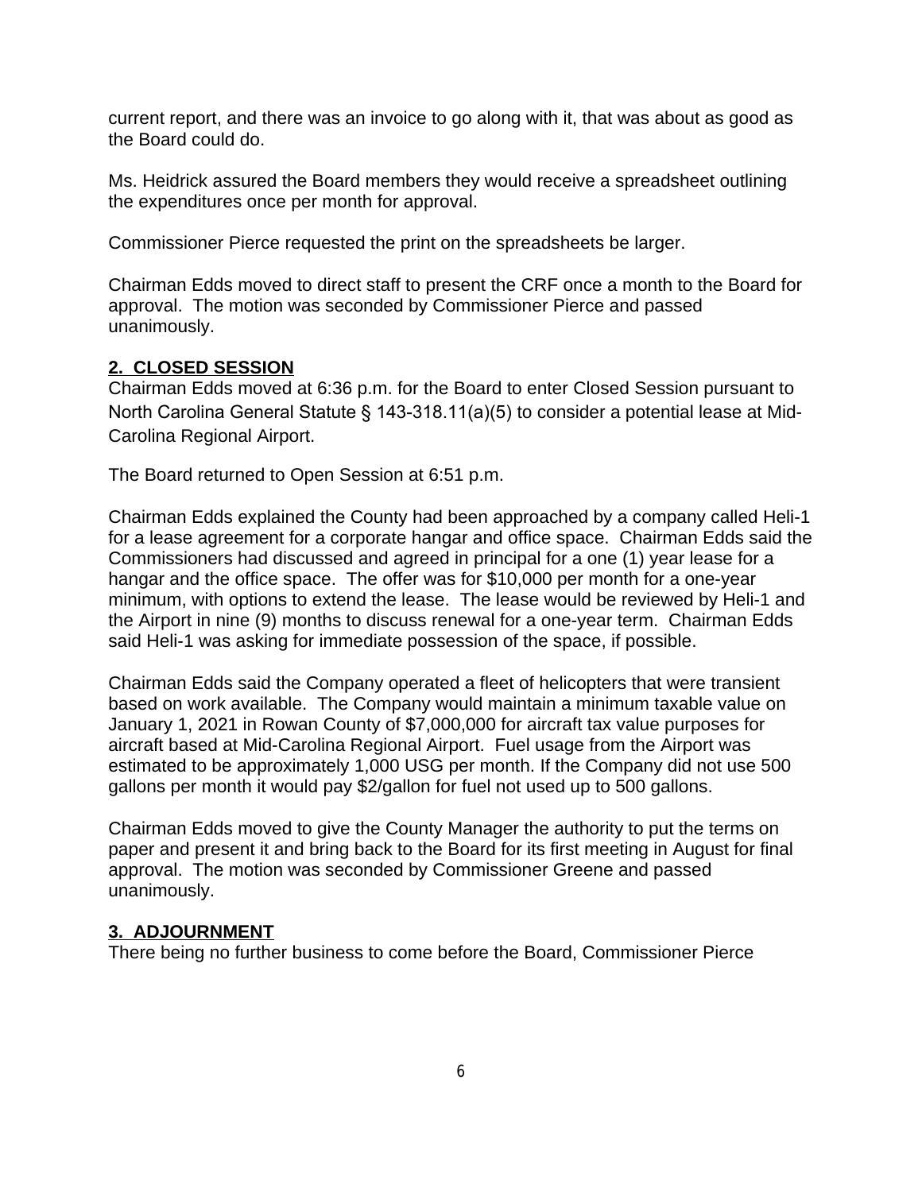current report, and there was an invoice to go along with it, that was about as good as the Board could do.

Ms. Heidrick assured the Board members they would receive a spreadsheet outlining the expenditures once per month for approval.

Commissioner Pierce requested the print on the spreadsheets be larger.

Chairman Edds moved to direct staff to present the CRF once a month to the Board for approval. The motion was seconded by Commissioner Pierce and passed unanimously.

## 2. CLOSED SESSION

Chairman Edds moved at 6:36 p.m. for the Board to enter Closed Session pursuant to North Carolina General Statute § 143-318.11(a)(5) to consider a potential lease at Mid-Carolina Regional Airport.

The Board returned to Open Session at 6:51 p.m.

Chairman Edds explained the County had been approached by a company called Heli-1 for a lease agreement for a corporate hangar and office space. Chairman Edds said the Commissioners had discussed and agreed in principal for a one (1) year lease for a hangar and the office space. The offer was for $10,000 per month for a one-year minimum, with options to extend the lease. The lease would be reviewed by Heli-1 and the Airport in nine (9) months to discuss renewal for a one-year term. Chairman Edds said Heli-1 was asking for immediate possession of the space, if possible.

Chairman Edds said the Company operated a fleet of helicopters that were transient based on work available. The Company would maintain a minimum taxable value on January 1, 2021 in Rowan County of $7,000,000 for aircraft tax value purposes for aircraft based at Mid-Carolina Regional Airport. Fuel usage from the Airport was estimated to be approximately 1,000 USG per month. If the Company did not use 500 gallons per month it would pay $2/gallon for fuel not used up to 500 gallons.

Chairman Edds moved to give the County Manager the authority to put the terms on paper and present it and bring back to the Board for its first meeting in August for final approval. The motion was seconded by Commissioner Greene and passed unanimously.

## 3. ADJOURNMENT

There being no further business to come before the Board, Commissioner Pierce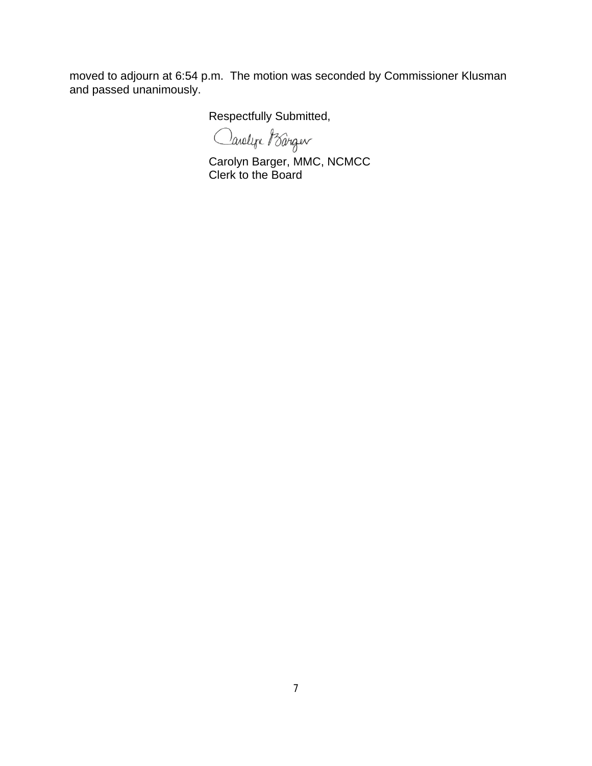moved to adjourn at 6:54 p.m. The motion was seconded by Commissioner Klusman and passed unanimously.

Respectfully Submitted,

Carolyn Barger

Carolyn Barger, MMC, NCMCC
Clerk to the Board